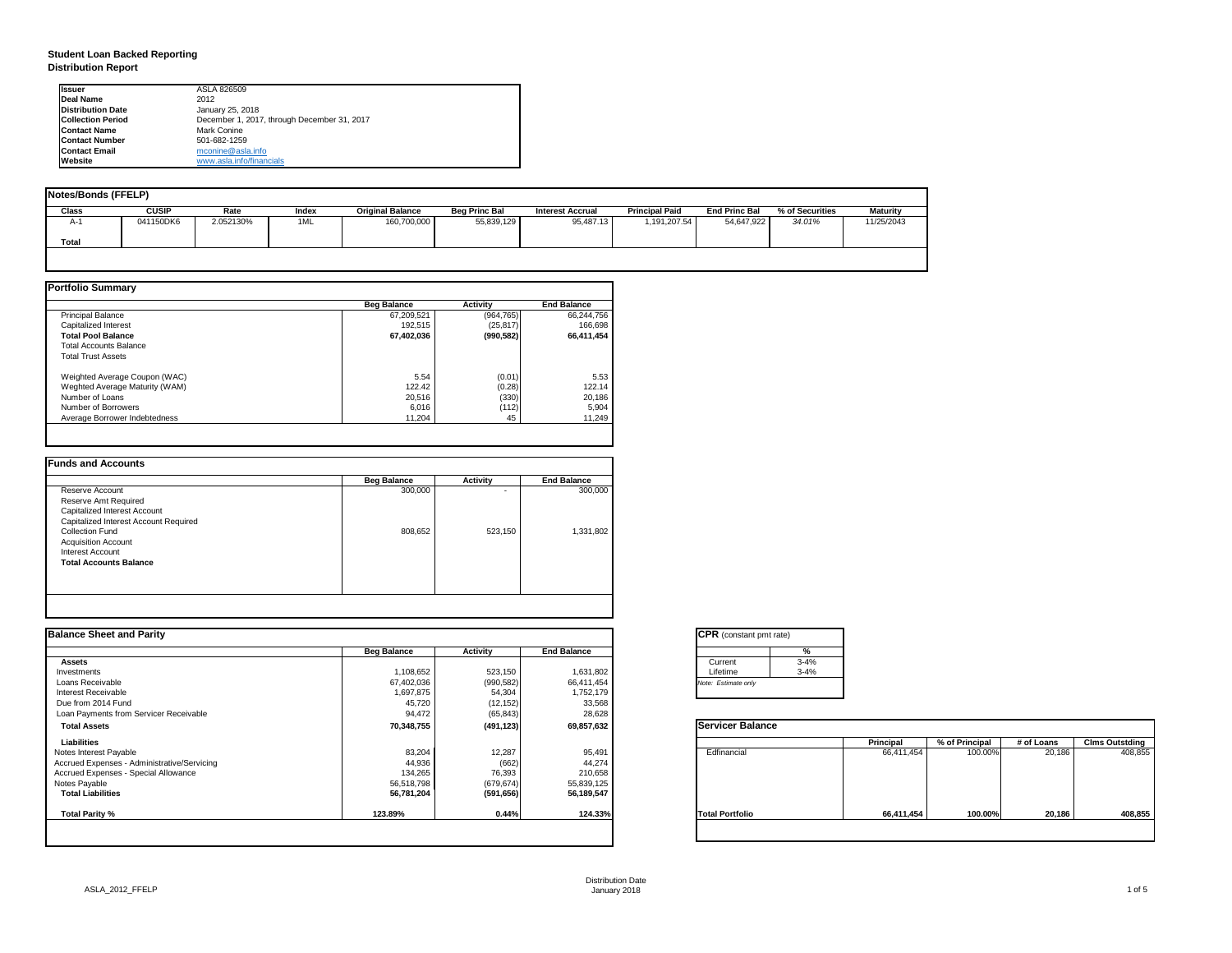# Student Loan Backed Reporting
## Distribution Report

| | |
|---|---|
| **Issuer** | ASLA 826509 |
| **Deal Name** | 2012 |
| **Distribution Date** | January 25, 2018 |
| **Collection Period** | December 1, 2017, through December 31, 2017 |
| **Contact Name** | Mark Conine |
| **Contact Number** | 501-682-1259 |
| **Contact Email** | mconine@asla.info |
| **Website** | www.asla.info/financials |

### Notes/Bonds (FFELP)

| Class | CUSIP | Rate | Index | Original Balance | Beg Princ Bal | Interest Accrual | Principal Paid | End Princ Bal | % of Securities | Maturity |
|---|---|---|---|---|---|---|---|---|---|---|
| A-1 | 041150DK6 | 2.052130% | 1ML | 160,700,000 | 55,839,129 | 95,487.13 | 1,191,207.54 | 54,647,922 | *34.01%* | 11/25/2043 |
| **Total** | | | | | | | | | | |

### Portfolio Summary

| | Beg Balance | Activity | End Balance |
|---|---|---|---|
| Principal Balance | 67,209,521 | (964,765) | 66,244,756 |
| Capitalized Interest | 192,515 | (25,817) | 166,698 |
| **Total Pool Balance** | **67,402,036** | **(990,582)** | **66,411,454** |
| Total Accounts Balance | | | |
| Total Trust Assets | | | |
| | | | |
| Weighted Average Coupon (WAC) | 5.54 | (0.01) | 5.53 |
| Weghted Average Maturity (WAM) | 122.42 | (0.28) | 122.14 |
| Number of Loans | 20,516 | (330) | 20,186 |
| Number of Borrowers | 6,016 | (112) | 5,904 |
| Average Borrower Indebtedness | 11,204 | 45 | 11,249 |

### Funds and Accounts

| | Beg Balance | Activity | End Balance |
|---|---|---|---|
| Reserve Account | 300,000 | - | 300,000 |
| Reserve Amt Required | | | |
| Capitalized Interest Account | | | |
| Capitalized Interest Account Required | | | |
| Collection Fund | 808,652 | 523,150 | 1,331,802 |
| Acquisition Account | | | |
| Interest Account | | | |
| **Total Accounts Balance** | | | |

### Balance Sheet and Parity

| | Beg Balance | Activity | End Balance |
|---|---|---|---|
| **Assets** | | | |
| Investments | 1,108,652 | 523,150 | 1,631,802 |
| Loans Receivable | 67,402,036 | (990,582) | 66,411,454 |
| Interest Receivable | 1,697,875 | 54,304 | 1,752,179 |
| Due from 2014 Fund | 45,720 | (12,152) | 33,568 |
| Loan Payments from Servicer Receivable | 94,472 | (65,843) | 28,628 |
| **Total Assets** | **70,348,755** | **(491,123)** | **69,857,632** |
| **Liabilities** | | | |
| Notes Interest Payable | 83,204 | 12,287 | 95,491 |
| Accrued Expenses - Administrative/Servicing | 44,936 | (662) | 44,274 |
| Accrued Expenses - Special Allowance | 134,265 | 76,393 | 210,658 |
| Notes Payable | 56,518,798 | (679,674) | 55,839,125 |
| **Total Liabilities** | **56,781,204** | **(591,656)** | **56,189,547** |
| | | | |
| **Total Parity %** | **123.89%** | **0.44%** | **124.33%** |

### CPR (constant pmt rate)

| | % |
|---|---|
| Current | 3-4% |
| Lifetime | 3-4% |

*Note: Estimate only*

### Servicer Balance

| | Principal | % of Principal | # of Loans | Clms Outstding |
|---|---|---|---|---|
| Edfinancial | 66,411,454 | 100.00% | 20,186 | 408,855 |
| **Total Portfolio** | **66,411,454** | **100.00%** | **20,186** | **408,855** |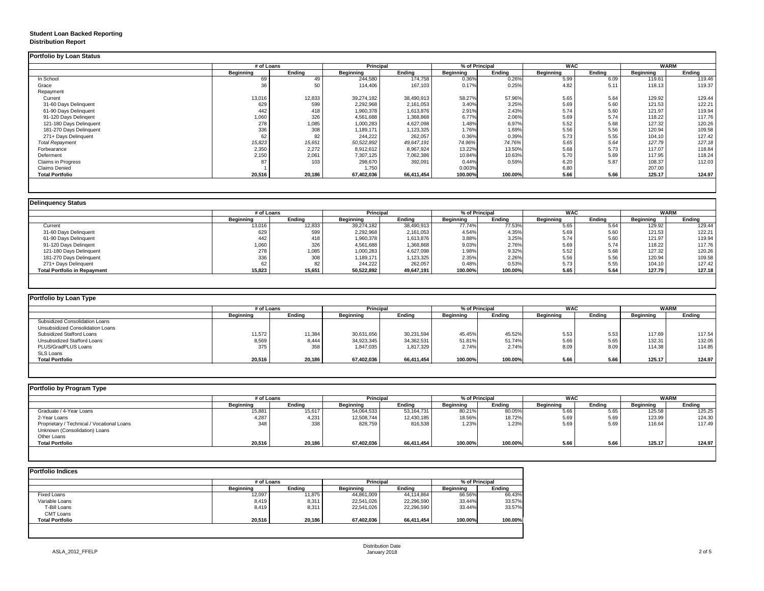**Student Loan Backed Reporting**
**Distribution Report**

**Portfolio by Loan Status**

| | # of Loans | | Principal | | % of Principal | | WAC | | WARM | |
|---|---|---|---|---|---|---|---|---|---|---|
| | Beginning | Ending | Beginning | Ending | Beginning | Ending | Beginning | Ending | Beginning | Ending |
| In School | 69 | 49 | 244,580 | 174,758 | 0.36% | 0.26% | 5.99 | 6.09 | 119.61 | 119.46 |
| Grace | 36 | 50 | 114,406 | 167,103 | 0.17% | 0.25% | 4.82 | 5.11 | 118.13 | 119.37 |
| Repayment | | | | | | | | | | |
| Current | 13,016 | 12,833 | 39,274,182 | 38,490,913 | 58.27% | 57.96% | 5.65 | 5.64 | 129.92 | 129.44 |
| 31-60 Days Delinquent | 629 | 599 | 2,292,968 | 2,161,053 | 3.40% | 3.25% | 5.69 | 5.60 | 121.53 | 122.21 |
| 61-90 Days Delinquent | 442 | 418 | 1,960,378 | 1,613,876 | 2.91% | 2.43% | 5.74 | 5.60 | 121.97 | 119.94 |
| 91-120 Days Delingent | 1,060 | 326 | 4,561,688 | 1,368,868 | 6.77% | 2.06% | 5.69 | 5.74 | 118.22 | 117.76 |
| 121-180 Days Delinquent | 278 | 1,085 | 1,000,283 | 4,627,098 | 1.48% | 6.97% | 5.52 | 5.68 | 127.32 | 120.26 |
| 181-270 Days Delinquent | 336 | 308 | 1,189,171 | 1,123,325 | 1.76% | 1.69% | 5.56 | 5.56 | 120.94 | 109.58 |
| 271+ Days Delinquent | 62 | 82 | 244,222 | 262,057 | 0.36% | 0.39% | 5.73 | 5.55 | 104.10 | 127.42 |
| *Total Repayment* | *15,823* | *15,651* | *50,522,892* | *49,647,191* | *74.96%* | *74.76%* | *5.65* | *5.64* | *127.79* | *127.18* |
| Forbearance | 2,350 | 2,272 | 8,912,612 | 8,967,924 | 13.22% | 13.50% | 5.68 | 5.73 | 117.07 | 118.84 |
| Deferment | 2,150 | 2,061 | 7,307,125 | 7,062,386 | 10.84% | 10.63% | 5.70 | 5.69 | 117.95 | 118.24 |
| Claims in Progress | 87 | 103 | 298,670 | 392,091 | 0.44% | 0.59% | 6.20 | 5.87 | 108.37 | 112.03 |
| Claims Denied | 1 | | 1,750 | | 0.003% | | 6.80 | | 207.00 | |
| **Total Portfolio** | **20,516** | **20,186** | **67,402,036** | **66,411,454** | **100.00%** | **100.00%** | **5.66** | **5.66** | **125.17** | **124.97** |

**Delinquency Status**

| | # of Loans | | Principal | | % of Principal | | WAC | | WARM | |
|---|---|---|---|---|---|---|---|---|---|---|
| | Beginning | Ending | Beginning | Ending | Beginning | Ending | Beginning | Ending | Beginning | Ending |
| Current | 13,016 | 12,833 | 39,274,182 | 38,490,913 | 77.74% | 77.53% | 5.65 | 5.64 | 129.92 | 129.44 |
| 31-60 Days Delinquent | 629 | 599 | 2,292,968 | 2,161,053 | 4.54% | 4.35% | 5.69 | 5.60 | 121.53 | 122.21 |
| 61-90 Days Delinquent | 442 | 418 | 1,960,378 | 1,613,876 | 3.88% | 3.25% | 5.74 | 5.60 | 121.97 | 119.94 |
| 91-120 Days Delingent | 1,060 | 326 | 4,561,688 | 1,368,868 | 9.03% | 2.76% | 5.69 | 5.74 | 118.22 | 117.76 |
| 121-180 Days Delinquent | 278 | 1,085 | 1,000,283 | 4,627,098 | 1.98% | 9.32% | 5.52 | 5.68 | 127.32 | 120.26 |
| 181-270 Days Delinquent | 336 | 308 | 1,189,171 | 1,123,325 | 2.35% | 2.26% | 5.56 | 5.56 | 120.94 | 109.58 |
| 271+ Days Delinquent | 62 | 82 | 244,222 | 262,057 | 0.48% | 0.53% | 5.73 | 5.55 | 104.10 | 127.42 |
| **Total Portfolio in Repayment** | **15,823** | **15,651** | **50,522,892** | **49,647,191** | **100.00%** | **100.00%** | **5.65** | **5.64** | **127.79** | **127.18** |

**Portfolio by Loan Type**

| | # of Loans | | Principal | | % of Principal | | WAC | | WARM | |
|---|---|---|---|---|---|---|---|---|---|---|
| | Beginning | Ending | Beginning | Ending | Beginning | Ending | Beginning | Ending | Beginning | Ending |
| Subsidized Consolidation Loans | | | | | | | | | | |
| Unsubsidized Consolidation Loans | | | | | | | | | | |
| Subsidized Stafford Loans | 11,572 | 11,384 | 30,631,656 | 30,231,594 | 45.45% | 45.52% | 5.53 | 5.53 | 117.69 | 117.54 |
| Unsubsidized Stafford Loans | 8,569 | 8,444 | 34,923,345 | 34,362,531 | 51.81% | 51.74% | 5.66 | 5.65 | 132.31 | 132.05 |
| PLUS/GradPLUS Loans | 375 | 358 | 1,847,035 | 1,817,329 | 2.74% | 2.74% | 8.09 | 8.09 | 114.38 | 114.85 |
| SLS Loans | | | | | | | | | | |
| **Total Portfolio** | **20,516** | **20,186** | **67,402,036** | **66,411,454** | **100.00%** | **100.00%** | **5.66** | **5.66** | **125.17** | **124.97** |

**Portfolio by Program Type**

| | # of Loans | | Principal | | % of Principal | | WAC | | WARM | |
|---|---|---|---|---|---|---|---|---|---|---|
| | Beginning | Ending | Beginning | Ending | Beginning | Ending | Beginning | Ending | Beginning | Ending |
| Graduate / 4-Year Loans | 15,881 | 15,617 | 54,064,533 | 53,164,731 | 80.21% | 80.05% | 5.66 | 5.65 | 125.58 | 125.25 |
| 2-Year Loans | 4,287 | 4,231 | 12,508,744 | 12,430,185 | 18.56% | 18.72% | 5.69 | 5.69 | 123.99 | 124.30 |
| Proprietary / Technical / Vocational Loans | 348 | 338 | 828,759 | 816,538 | 1.23% | 1.23% | 5.69 | 5.69 | 116.64 | 117.49 |
| Unknown (Consolidation) Loans | | | | | | | | | | |
| Other Loans | | | | | | | | | | |
| **Total Portfolio** | **20,516** | **20,186** | **67,402,036** | **66,411,454** | **100.00%** | **100.00%** | **5.66** | **5.66** | **125.17** | **124.97** |

**Portfolio Indices**

| | # of Loans | | Principal | | % of Principal | |
|---|---|---|---|---|---|---|
| | Beginning | Ending | Beginning | Ending | Beginning | Ending |
| Fixed Loans | 12,097 | 11,875 | 44,861,009 | 44,114,864 | 66.56% | 66.43% |
| Variable Loans | 8,419 | 8,311 | 22,541,026 | 22,296,590 | 33.44% | 33.57% |
| T-Bill Loans | 8,419 | 8,311 | 22,541,026 | 22,296,590 | 33.44% | 33.57% |
| CMT Loans | | | | | | |
| **Total Portfolio** | **20,516** | **20,186** | **67,402,036** | **66,411,454** | **100.00%** | **100.00%** |

ASLA_2012_FFELP

Distribution Date
January 2018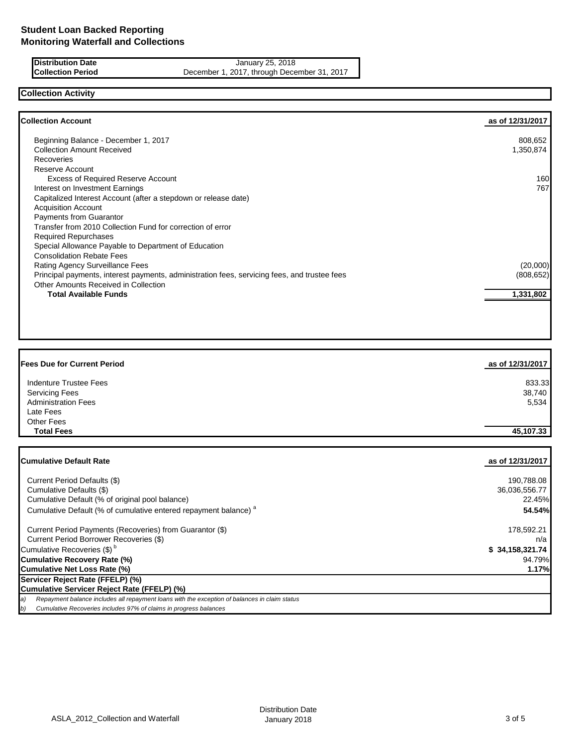# Student Loan Backed Reporting
# Monitoring Waterfall and Collections

| | |
|---|---|
| **Distribution Date** | January 25, 2018 |
| **Collection Period** | December 1, 2017, through December 31, 2017 |

## Collection Activity

| **Collection Account** | **as of 12/31/2017** |
|---|---|
| Beginning Balance - December 1, 2017 | 808,652 |
| Collection Amount Received | 1,350,874 |
| Recoveries | |
| Reserve Account | |
| Excess of Required Reserve Account | 160 |
| Interest on Investment Earnings | 767 |
| Capitalized Interest Account (after a stepdown or release date) | |
| Acquisition Account | |
| Payments from Guarantor | |
| Transfer from 2010 Collection Fund for correction of error | |
| Required Repurchases | |
| Special Allowance Payable to Department of Education | |
| Consolidation Rebate Fees | |
| Rating Agency Surveillance Fees | (20,000) |
| Principal payments, interest payments, administration fees, servicing fees, and trustee fees | (808,652) |
| Other Amounts Received in Collection | |
| **Total Available Funds** | **1,331,802** |

| **Fees Due for Current Period** | **as of 12/31/2017** |
|---|---|
| Indenture Trustee Fees | 833.33 |
| Servicing Fees | 38,740 |
| Administration Fees | 5,534 |
| Late Fees | |
| Other Fees | |
| **Total Fees** | **45,107.33** |

| **Cumulative Default Rate** | **as of 12/31/2017** |
|---|---|
| Current Period Defaults ($) | 190,788.08 |
| Cumulative Defaults ($) | 36,036,556.77 |
| Cumulative Default (% of original pool balance) | 22.45% |
| Cumulative Default (% of cumulative entered repayment balance) [a] | **54.54%** |
| Current Period Payments (Recoveries) from Guarantor ($) | 178,592.21 |
| Current Period Borrower Recoveries ($) | n/a |
| Cumulative Recoveries ($) [b] | **$ 34,158,321.74** |
| **Cumulative Recovery Rate (%)** | 94.79% |
| **Cumulative Net Loss Rate (%)** | **1.17%** |
| **Servicer Reject Rate (FFELP) (%)** | |
| **Cumulative Servicer Reject Rate (FFELP) (%)** | |

*a) Repayment balance includes all repayment loans with the exception of balances in claim status*

*b) Cumulative Recoveries includes 97% of claims in progress balances*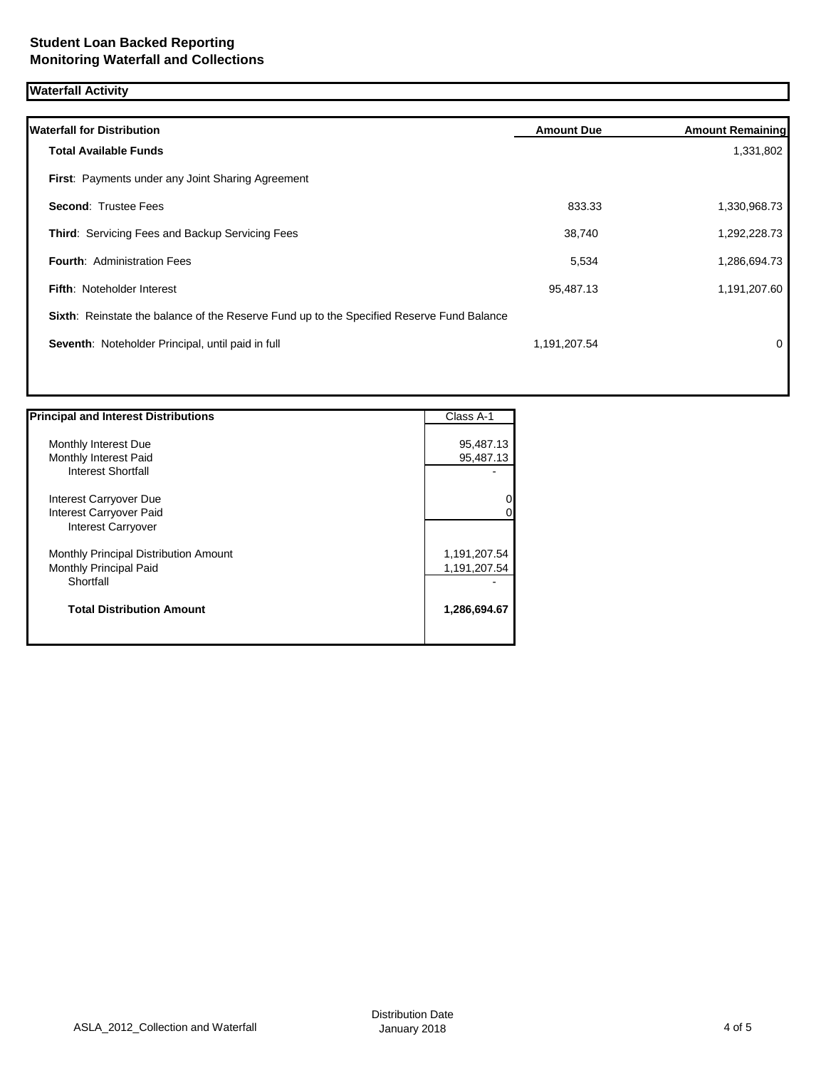**Student Loan Backed Reporting**
**Monitoring Waterfall and Collections**

## Waterfall Activity

| Waterfall for Distribution | Amount Due | Amount Remaining |
|---|---|---|
| **Total Available Funds** | | 1,331,802 |
| **First**: Payments under any Joint Sharing Agreement | | |
| **Second**: Trustee Fees | 833.33 | 1,330,968.73 |
| **Third**: Servicing Fees and Backup Servicing Fees | 38,740 | 1,292,228.73 |
| **Fourth**: Administration Fees | 5,534 | 1,286,694.73 |
| **Fifth**: Noteholder Interest | 95,487.13 | 1,191,207.60 |
| **Sixth**: Reinstate the balance of the Reserve Fund up to the Specified Reserve Fund Balance | | |
| **Seventh**: Noteholder Principal, until paid in full | 1,191,207.54 | 0 |

| Principal and Interest Distributions | Class A-1 |
|---|---|
| Monthly Interest Due | 95,487.13 |
| Monthly Interest Paid | 95,487.13 |
| Interest Shortfall | - |
| Interest Carryover Due | 0 |
| Interest Carryover Paid | 0 |
| Interest Carryover | |
| Monthly Principal Distribution Amount | 1,191,207.54 |
| Monthly Principal Paid | 1,191,207.54 |
| Shortfall | - |
| **Total Distribution Amount** | **1,286,694.67** |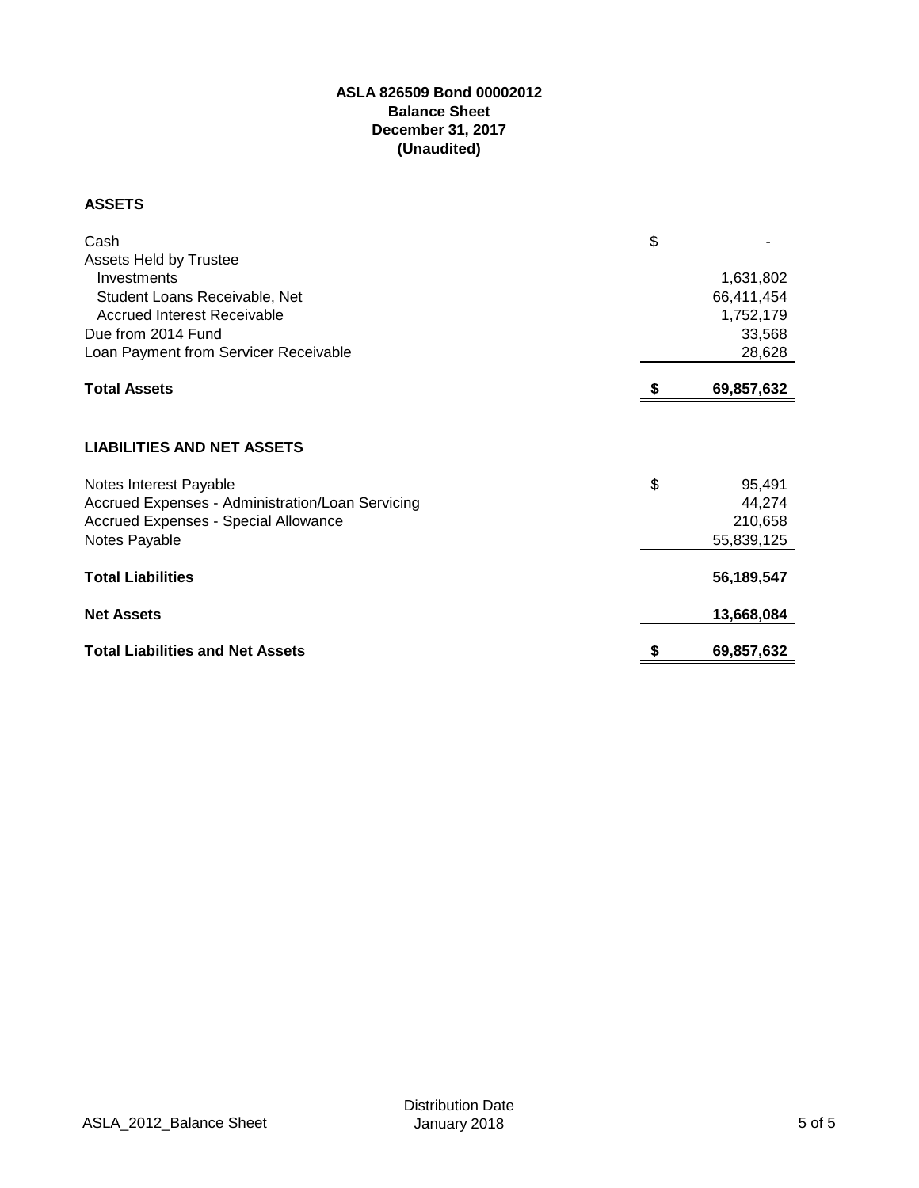**ASLA 826509 Bond 00002012**
**Balance Sheet**
**December 31, 2017**
**(Unaudited)**

**ASSETS**

| | |
|---|---|
| Cash | $ - |
| Assets Held by Trustee | |
| Investments | 1,631,802 |
| Student Loans Receivable, Net | 66,411,454 |
| Accrued Interest Receivable | 1,752,179 |
| Due from 2014 Fund | 33,568 |
| Loan Payment from Servicer Receivable | 28,628 |
| **Total Assets** | **$ 69,857,632** |

**LIABILITIES AND NET ASSETS**

| | |
|---|---|
| Notes Interest Payable | $ 95,491 |
| Accrued Expenses - Administration/Loan Servicing | 44,274 |
| Accrued Expenses - Special Allowance | 210,658 |
| Notes Payable | 55,839,125 |
| **Total Liabilities** | **56,189,547** |
| **Net Assets** | **13,668,084** |
| **Total Liabilities and Net Assets** | **$ 69,857,632** |